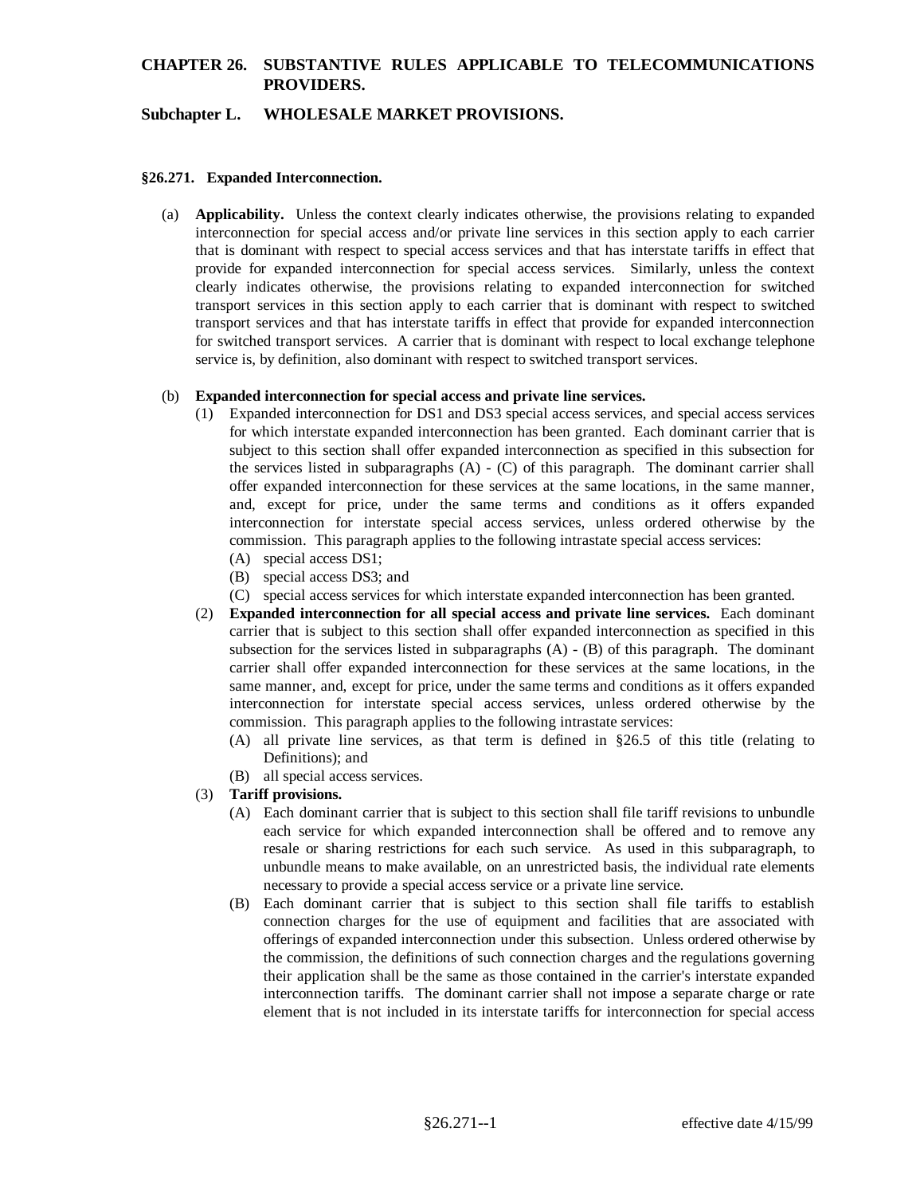# CHAPTER 26. SUBSTANTIVE RULES APPLICABLE TO TELECOMMUNICATIONS PROVIDERS.

## Subchapter L. WHOLESALE MARKET PROVISIONS.

### §26.271. Expanded Interconnection.

(a) **Applicability.** Unless the context clearly indicates otherwise, the provisions relating to expanded interconnection for special access and/or private line services in this section apply to each carrier that is dominant with respect to special access services and that has interstate tariffs in effect that provide for expanded interconnection for special access services. Similarly, unless the context clearly indicates otherwise, the provisions relating to expanded interconnection for switched transport services in this section apply to each carrier that is dominant with respect to switched transport services and that has interstate tariffs in effect that provide for expanded interconnection for switched transport services. A carrier that is dominant with respect to local exchange telephone service is, by definition, also dominant with respect to switched transport services.

(b) **Expanded interconnection for special access and private line services.**

(1) Expanded interconnection for DS1 and DS3 special access services, and special access services for which interstate expanded interconnection has been granted. Each dominant carrier that is subject to this section shall offer expanded interconnection as specified in this subsection for the services listed in subparagraphs (A) - (C) of this paragraph. The dominant carrier shall offer expanded interconnection for these services at the same locations, in the same manner, and, except for price, under the same terms and conditions as it offers expanded interconnection for interstate special access services, unless ordered otherwise by the commission. This paragraph applies to the following intrastate special access services:

(A) special access DS1;

(B) special access DS3; and

(C) special access services for which interstate expanded interconnection has been granted.

(2) **Expanded interconnection for all special access and private line services.** Each dominant carrier that is subject to this section shall offer expanded interconnection as specified in this subsection for the services listed in subparagraphs (A) - (B) of this paragraph. The dominant carrier shall offer expanded interconnection for these services at the same locations, in the same manner, and, except for price, under the same terms and conditions as it offers expanded interconnection for interstate special access services, unless ordered otherwise by the commission. This paragraph applies to the following intrastate services:

(A) all private line services, as that term is defined in §26.5 of this title (relating to Definitions); and

(B) all special access services.

(3) **Tariff provisions.**

(A) Each dominant carrier that is subject to this section shall file tariff revisions to unbundle each service for which expanded interconnection shall be offered and to remove any resale or sharing restrictions for each such service. As used in this subparagraph, to unbundle means to make available, on an unrestricted basis, the individual rate elements necessary to provide a special access service or a private line service.

(B) Each dominant carrier that is subject to this section shall file tariffs to establish connection charges for the use of equipment and facilities that are associated with offerings of expanded interconnection under this subsection. Unless ordered otherwise by the commission, the definitions of such connection charges and the regulations governing their application shall be the same as those contained in the carrier's interstate expanded interconnection tariffs. The dominant carrier shall not impose a separate charge or rate element that is not included in its interstate tariffs for interconnection for special access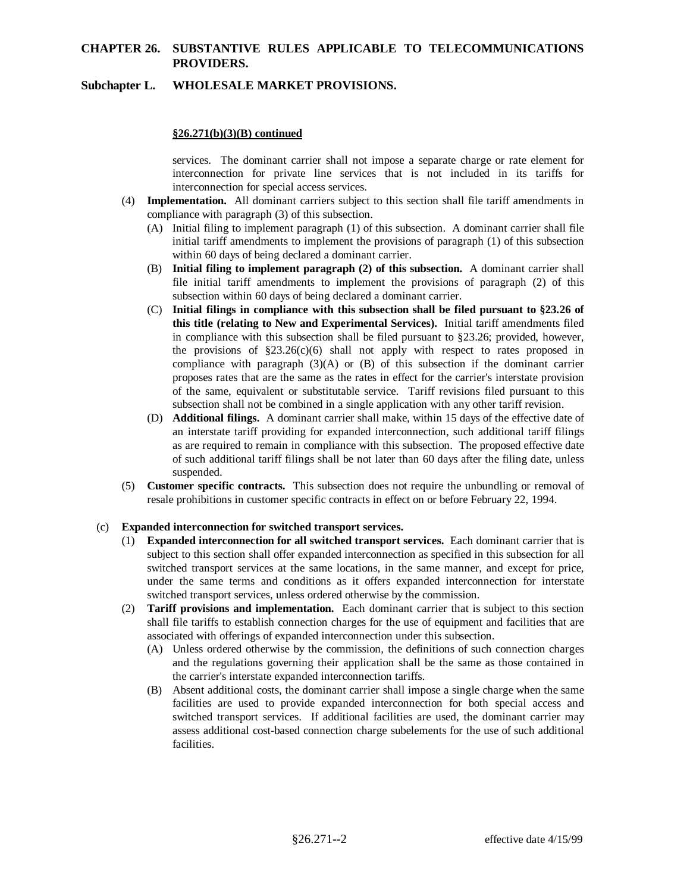**§26.271(b)(3)(B) continued**

services. The dominant carrier shall not impose a separate charge or rate element for interconnection for private line services that is not included in its tariffs for interconnection for special access services.

(4) **Implementation.** All dominant carriers subject to this section shall file tariff amendments in compliance with paragraph (3) of this subsection.

(A) Initial filing to implement paragraph (1) of this subsection. A dominant carrier shall file initial tariff amendments to implement the provisions of paragraph (1) of this subsection within 60 days of being declared a dominant carrier.

(B) **Initial filing to implement paragraph (2) of this subsection.** A dominant carrier shall file initial tariff amendments to implement the provisions of paragraph (2) of this subsection within 60 days of being declared a dominant carrier.

(C) **Initial filings in compliance with this subsection shall be filed pursuant to §23.26 of this title (relating to New and Experimental Services).** Initial tariff amendments filed in compliance with this subsection shall be filed pursuant to §23.26; provided, however, the provisions of §23.26(c)(6) shall not apply with respect to rates proposed in compliance with paragraph (3)(A) or (B) of this subsection if the dominant carrier proposes rates that are the same as the rates in effect for the carrier's interstate provision of the same, equivalent or substitutable service. Tariff revisions filed pursuant to this subsection shall not be combined in a single application with any other tariff revision.

(D) **Additional filings.** A dominant carrier shall make, within 15 days of the effective date of an interstate tariff providing for expanded interconnection, such additional tariff filings as are required to remain in compliance with this subsection. The proposed effective date of such additional tariff filings shall be not later than 60 days after the filing date, unless suspended.

(5) **Customer specific contracts.** This subsection does not require the unbundling or removal of resale prohibitions in customer specific contracts in effect on or before February 22, 1994.

(c) **Expanded interconnection for switched transport services.**

(1) **Expanded interconnection for all switched transport services.** Each dominant carrier that is subject to this section shall offer expanded interconnection as specified in this subsection for all switched transport services at the same locations, in the same manner, and except for price, under the same terms and conditions as it offers expanded interconnection for interstate switched transport services, unless ordered otherwise by the commission.

(2) **Tariff provisions and implementation.** Each dominant carrier that is subject to this section shall file tariffs to establish connection charges for the use of equipment and facilities that are associated with offerings of expanded interconnection under this subsection.

(A) Unless ordered otherwise by the commission, the definitions of such connection charges and the regulations governing their application shall be the same as those contained in the carrier's interstate expanded interconnection tariffs.

(B) Absent additional costs, the dominant carrier shall impose a single charge when the same facilities are used to provide expanded interconnection for both special access and switched transport services. If additional facilities are used, the dominant carrier may assess additional cost-based connection charge subelements for the use of such additional facilities.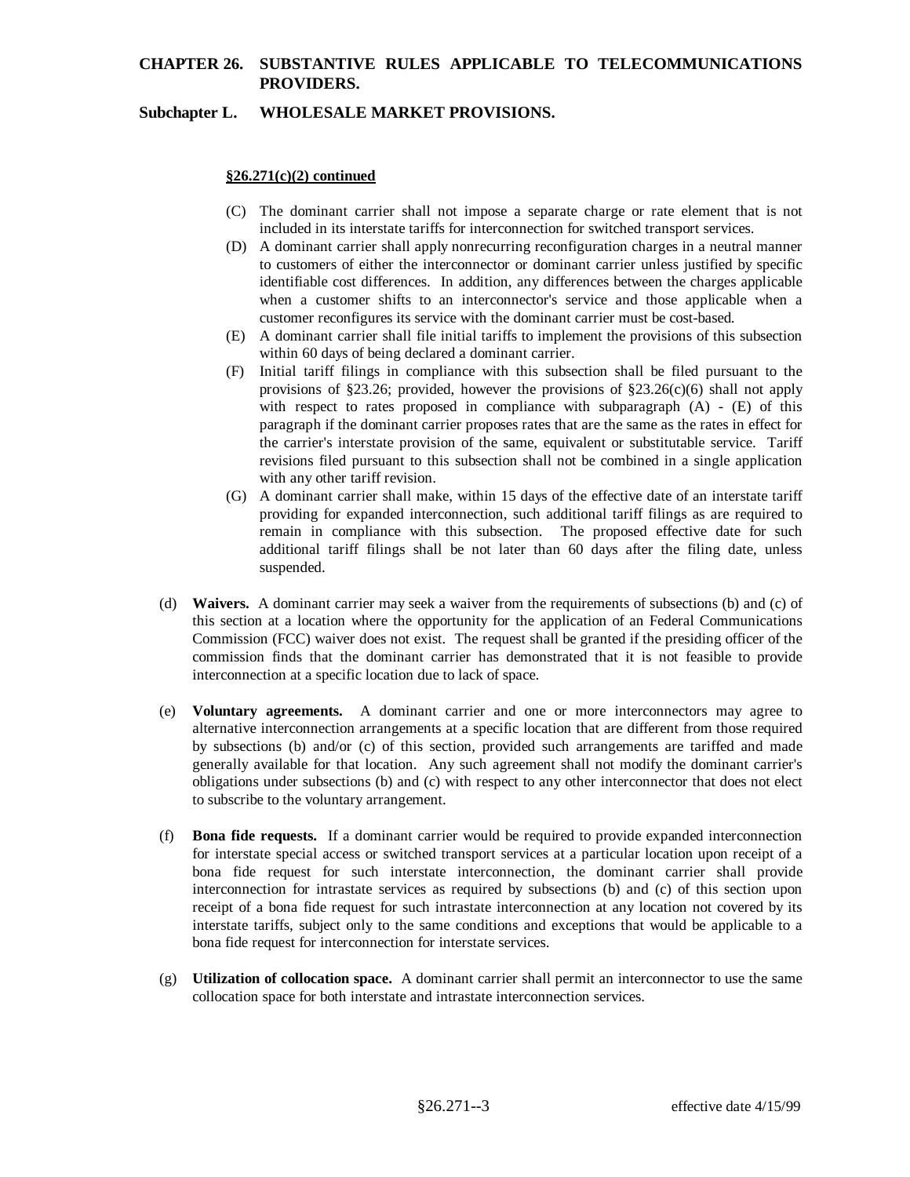**§26.271(c)(2) continued**

(C) The dominant carrier shall not impose a separate charge or rate element that is not included in its interstate tariffs for interconnection for switched transport services.

(D) A dominant carrier shall apply nonrecurring reconfiguration charges in a neutral manner to customers of either the interconnector or dominant carrier unless justified by specific identifiable cost differences. In addition, any differences between the charges applicable when a customer shifts to an interconnector's service and those applicable when a customer reconfigures its service with the dominant carrier must be cost-based.

(E) A dominant carrier shall file initial tariffs to implement the provisions of this subsection within 60 days of being declared a dominant carrier.

(F) Initial tariff filings in compliance with this subsection shall be filed pursuant to the provisions of §23.26; provided, however the provisions of §23.26(c)(6) shall not apply with respect to rates proposed in compliance with subparagraph (A) - (E) of this paragraph if the dominant carrier proposes rates that are the same as the rates in effect for the carrier's interstate provision of the same, equivalent or substitutable service. Tariff revisions filed pursuant to this subsection shall not be combined in a single application with any other tariff revision.

(G) A dominant carrier shall make, within 15 days of the effective date of an interstate tariff providing for expanded interconnection, such additional tariff filings as are required to remain in compliance with this subsection. The proposed effective date for such additional tariff filings shall be not later than 60 days after the filing date, unless suspended.

(d) **Waivers.** A dominant carrier may seek a waiver from the requirements of subsections (b) and (c) of this section at a location where the opportunity for the application of an Federal Communications Commission (FCC) waiver does not exist. The request shall be granted if the presiding officer of the commission finds that the dominant carrier has demonstrated that it is not feasible to provide interconnection at a specific location due to lack of space.

(e) **Voluntary agreements.** A dominant carrier and one or more interconnectors may agree to alternative interconnection arrangements at a specific location that are different from those required by subsections (b) and/or (c) of this section, provided such arrangements are tariffed and made generally available for that location. Any such agreement shall not modify the dominant carrier's obligations under subsections (b) and (c) with respect to any other interconnector that does not elect to subscribe to the voluntary arrangement.

(f) **Bona fide requests.** If a dominant carrier would be required to provide expanded interconnection for interstate special access or switched transport services at a particular location upon receipt of a bona fide request for such interstate interconnection, the dominant carrier shall provide interconnection for intrastate services as required by subsections (b) and (c) of this section upon receipt of a bona fide request for such intrastate interconnection at any location not covered by its interstate tariffs, subject only to the same conditions and exceptions that would be applicable to a bona fide request for interconnection for interstate services.

(g) **Utilization of collocation space.** A dominant carrier shall permit an interconnector to use the same collocation space for both interstate and intrastate interconnection services.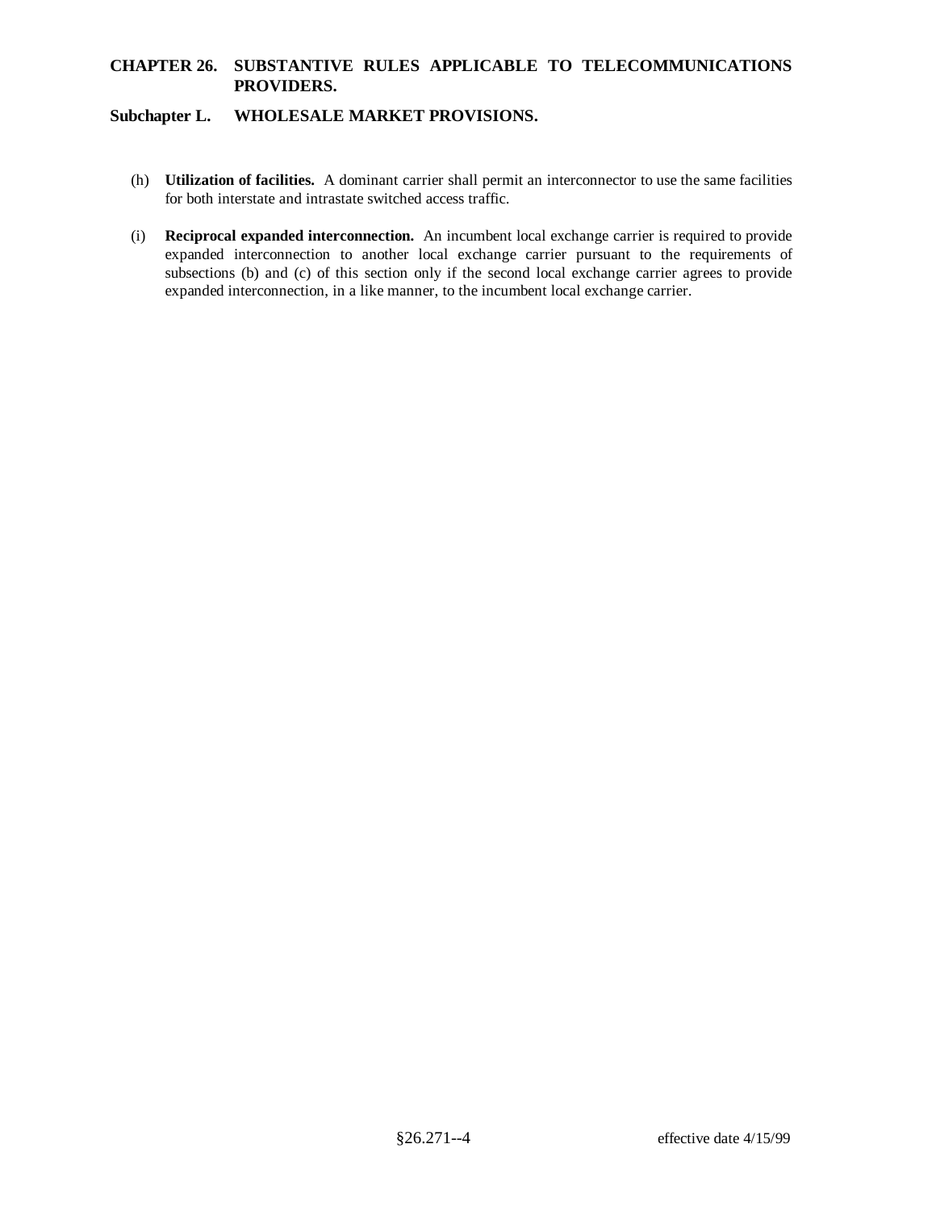(h) **Utilization of facilities.** A dominant carrier shall permit an interconnector to use the same facilities for both interstate and intrastate switched access traffic.

(i) **Reciprocal expanded interconnection.** An incumbent local exchange carrier is required to provide expanded interconnection to another local exchange carrier pursuant to the requirements of subsections (b) and (c) of this section only if the second local exchange carrier agrees to provide expanded interconnection, in a like manner, to the incumbent local exchange carrier.